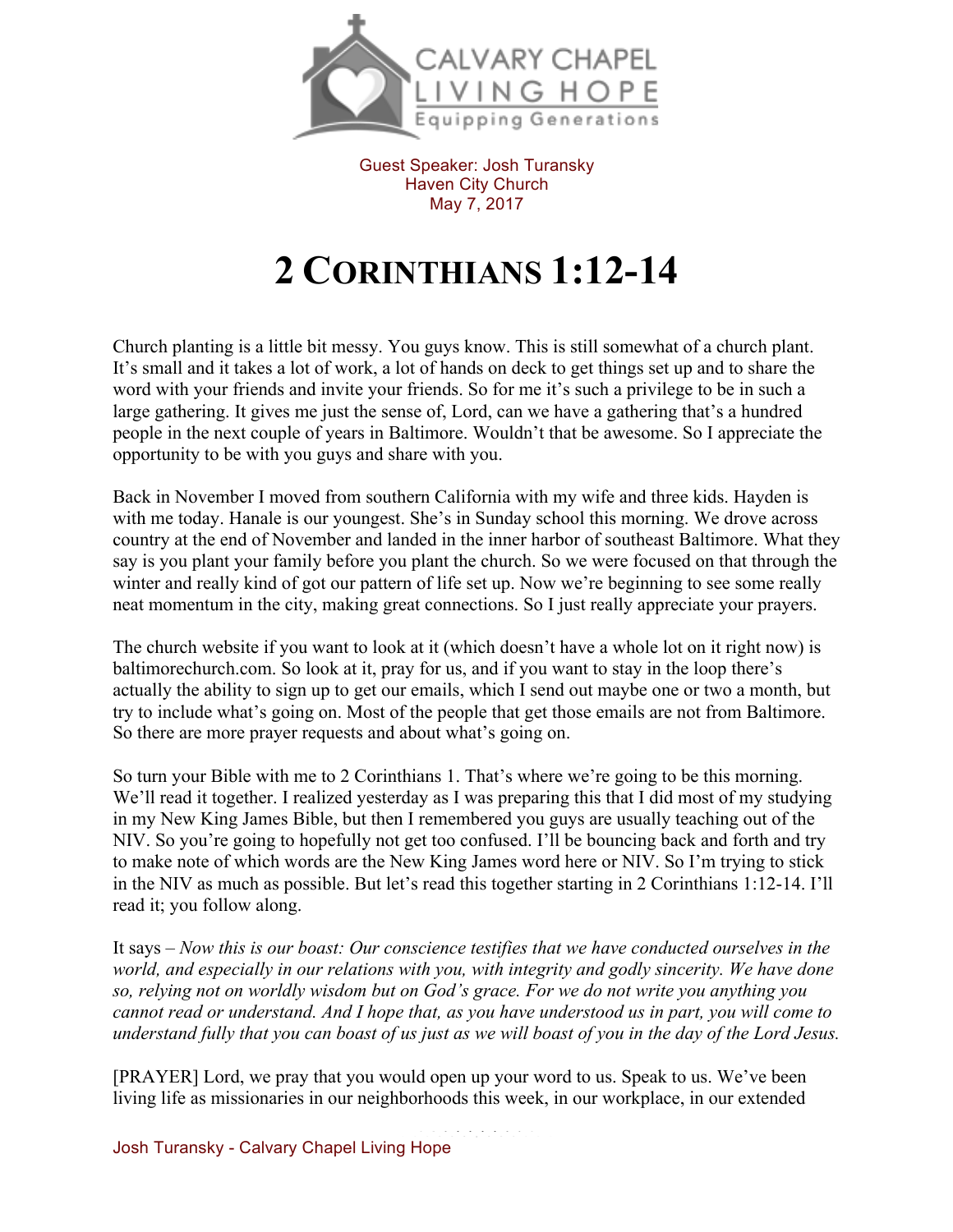CALVARY CHAPEL LIVING HOPE
Equipping Generations

Guest Speaker: Josh Turansky
Haven City Church
May 7, 2017

# 2 Corinthians 1:12-14

Church planting is a little bit messy. You guys know. This is still somewhat of a church plant. It's small and it takes a lot of work, a lot of hands on deck to get things set up and to share the word with your friends and invite your friends. So for me it's such a privilege to be in such a large gathering. It gives me just the sense of, Lord, can we have a gathering that's a hundred people in the next couple of years in Baltimore. Wouldn't that be awesome. So I appreciate the opportunity to be with you guys and share with you.

Back in November I moved from southern California with my wife and three kids. Hayden is with me today. Hanale is our youngest. She's in Sunday school this morning. We drove across country at the end of November and landed in the inner harbor of southeast Baltimore. What they say is you plant your family before you plant the church. So we were focused on that through the winter and really kind of got our pattern of life set up. Now we're beginning to see some really neat momentum in the city, making great connections. So I just really appreciate your prayers.

The church website if you want to look at it (which doesn't have a whole lot on it right now) is baltimorechurch.com. So look at it, pray for us, and if you want to stay in the loop there's actually the ability to sign up to get our emails, which I send out maybe one or two a month, but try to include what's going on. Most of the people that get those emails are not from Baltimore. So there are more prayer requests and about what's going on.

So turn your Bible with me to 2 Corinthians 1. That's where we're going to be this morning. We'll read it together. I realized yesterday as I was preparing this that I did most of my studying in my New King James Bible, but then I remembered you guys are usually teaching out of the NIV. So you're going to hopefully not get too confused. I'll be bouncing back and forth and try to make note of which words are the New King James word here or NIV. So I'm trying to stick in the NIV as much as possible. But let's read this together starting in 2 Corinthians 1:12-14. I'll read it; you follow along.

It says – *Now this is our boast: Our conscience testifies that we have conducted ourselves in the world, and especially in our relations with you, with integrity and godly sincerity. We have done so, relying not on worldly wisdom but on God's grace. For we do not write you anything you cannot read or understand. And I hope that, as you have understood us in part, you will come to understand fully that you can boast of us just as we will boast of you in the day of the Lord Jesus.*

[PRAYER] Lord, we pray that you would open up your word to us. Speak to us. We've been living life as missionaries in our neighborhoods this week, in our workplace, in our extended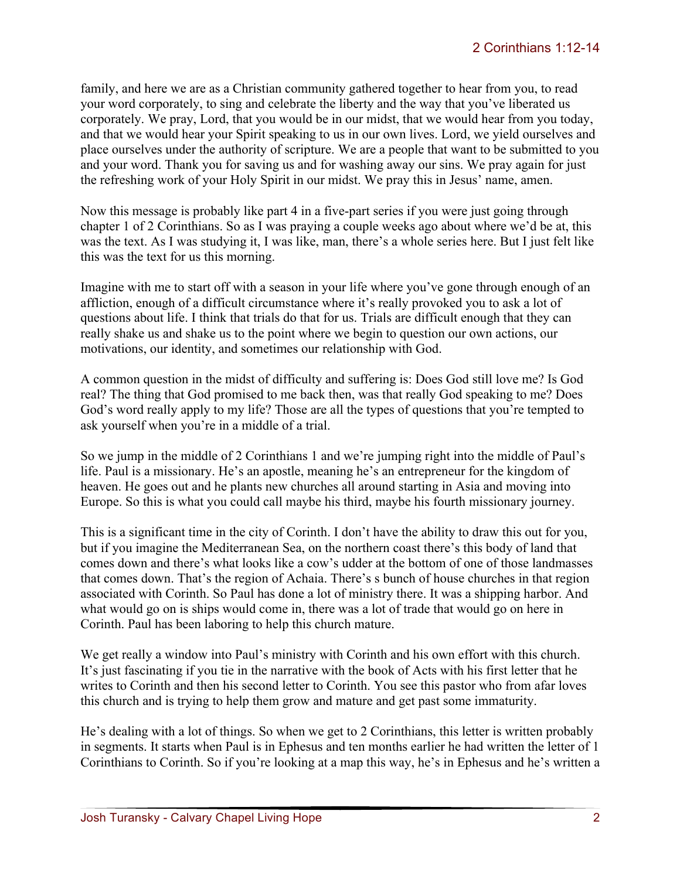family, and here we are as a Christian community gathered together to hear from you, to read your word corporately, to sing and celebrate the liberty and the way that you've liberated us corporately. We pray, Lord, that you would be in our midst, that we would hear from you today, and that we would hear your Spirit speaking to us in our own lives. Lord, we yield ourselves and place ourselves under the authority of scripture. We are a people that want to be submitted to you and your word. Thank you for saving us and for washing away our sins. We pray again for just the refreshing work of your Holy Spirit in our midst. We pray this in Jesus' name, amen.

Now this message is probably like part 4 in a five-part series if you were just going through chapter 1 of 2 Corinthians. So as I was praying a couple weeks ago about where we'd be at, this was the text. As I was studying it, I was like, man, there's a whole series here. But I just felt like this was the text for us this morning.

Imagine with me to start off with a season in your life where you've gone through enough of an affliction, enough of a difficult circumstance where it's really provoked you to ask a lot of questions about life. I think that trials do that for us. Trials are difficult enough that they can really shake us and shake us to the point where we begin to question our own actions, our motivations, our identity, and sometimes our relationship with God.

A common question in the midst of difficulty and suffering is: Does God still love me? Is God real? The thing that God promised to me back then, was that really God speaking to me? Does God's word really apply to my life? Those are all the types of questions that you're tempted to ask yourself when you're in a middle of a trial.

So we jump in the middle of 2 Corinthians 1 and we're jumping right into the middle of Paul's life. Paul is a missionary. He's an apostle, meaning he's an entrepreneur for the kingdom of heaven. He goes out and he plants new churches all around starting in Asia and moving into Europe. So this is what you could call maybe his third, maybe his fourth missionary journey.

This is a significant time in the city of Corinth. I don't have the ability to draw this out for you, but if you imagine the Mediterranean Sea, on the northern coast there's this body of land that comes down and there's what looks like a cow's udder at the bottom of one of those landmasses that comes down. That's the region of Achaia. There's s bunch of house churches in that region associated with Corinth. So Paul has done a lot of ministry there. It was a shipping harbor. And what would go on is ships would come in, there was a lot of trade that would go on here in Corinth. Paul has been laboring to help this church mature.

We get really a window into Paul's ministry with Corinth and his own effort with this church. It's just fascinating if you tie in the narrative with the book of Acts with his first letter that he writes to Corinth and then his second letter to Corinth. You see this pastor who from afar loves this church and is trying to help them grow and mature and get past some immaturity.

He's dealing with a lot of things. So when we get to 2 Corinthians, this letter is written probably in segments. It starts when Paul is in Ephesus and ten months earlier he had written the letter of 1 Corinthians to Corinth. So if you're looking at a map this way, he's in Ephesus and he's written a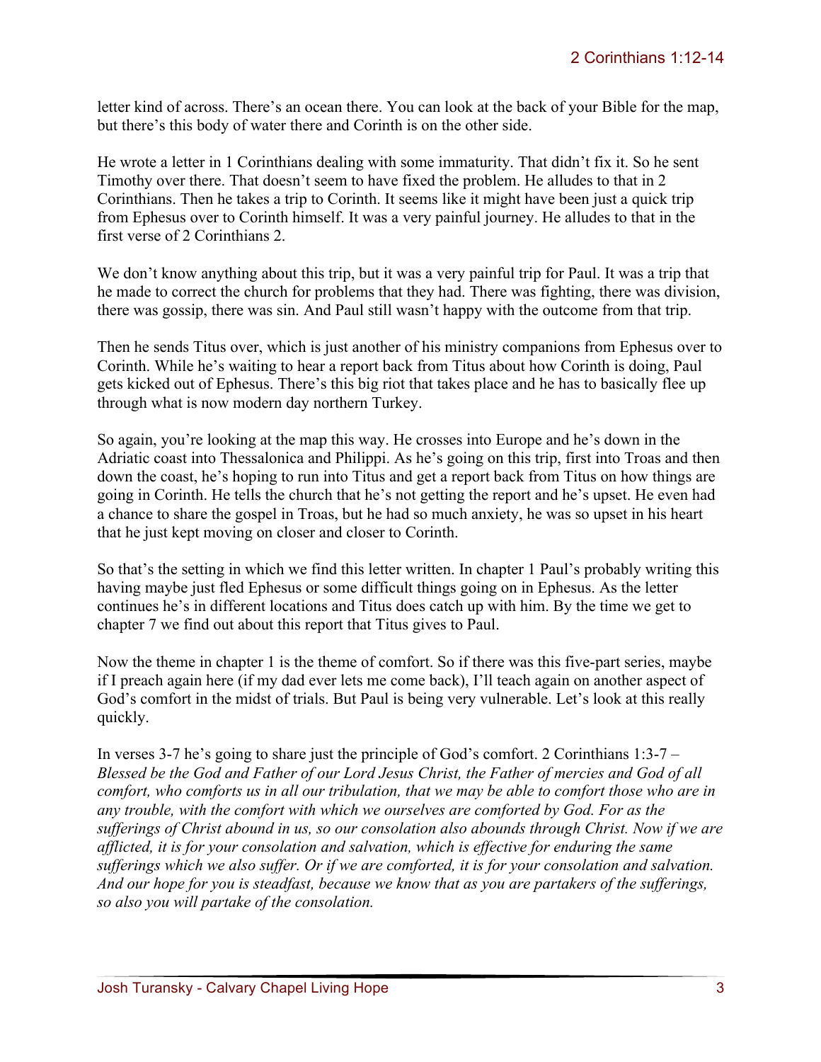letter kind of across. There's an ocean there. You can look at the back of your Bible for the map, but there's this body of water there and Corinth is on the other side.

He wrote a letter in 1 Corinthians dealing with some immaturity. That didn't fix it. So he sent Timothy over there. That doesn't seem to have fixed the problem. He alludes to that in 2 Corinthians. Then he takes a trip to Corinth. It seems like it might have been just a quick trip from Ephesus over to Corinth himself. It was a very painful journey. He alludes to that in the first verse of 2 Corinthians 2.

We don't know anything about this trip, but it was a very painful trip for Paul. It was a trip that he made to correct the church for problems that they had. There was fighting, there was division, there was gossip, there was sin. And Paul still wasn't happy with the outcome from that trip.

Then he sends Titus over, which is just another of his ministry companions from Ephesus over to Corinth. While he's waiting to hear a report back from Titus about how Corinth is doing, Paul gets kicked out of Ephesus. There's this big riot that takes place and he has to basically flee up through what is now modern day northern Turkey.

So again, you're looking at the map this way. He crosses into Europe and he's down in the Adriatic coast into Thessalonica and Philippi. As he's going on this trip, first into Troas and then down the coast, he's hoping to run into Titus and get a report back from Titus on how things are going in Corinth. He tells the church that he's not getting the report and he's upset. He even had a chance to share the gospel in Troas, but he had so much anxiety, he was so upset in his heart that he just kept moving on closer and closer to Corinth.

So that's the setting in which we find this letter written. In chapter 1 Paul's probably writing this having maybe just fled Ephesus or some difficult things going on in Ephesus. As the letter continues he's in different locations and Titus does catch up with him. By the time we get to chapter 7 we find out about this report that Titus gives to Paul.

Now the theme in chapter 1 is the theme of comfort. So if there was this five-part series, maybe if I preach again here (if my dad ever lets me come back), I'll teach again on another aspect of God's comfort in the midst of trials. But Paul is being very vulnerable. Let's look at this really quickly.

In verses 3-7 he's going to share just the principle of God's comfort. 2 Corinthians 1:3-7 – *Blessed be the God and Father of our Lord Jesus Christ, the Father of mercies and God of all comfort, who comforts us in all our tribulation, that we may be able to comfort those who are in any trouble, with the comfort with which we ourselves are comforted by God. For as the sufferings of Christ abound in us, so our consolation also abounds through Christ. Now if we are afflicted, it is for your consolation and salvation, which is effective for enduring the same sufferings which we also suffer. Or if we are comforted, it is for your consolation and salvation. And our hope for you is steadfast, because we know that as you are partakers of the sufferings, so also you will partake of the consolation.*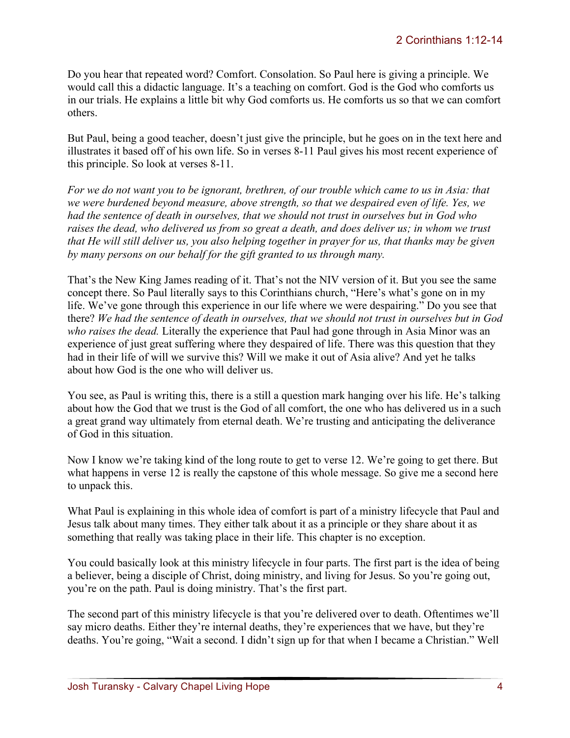Do you hear that repeated word? Comfort. Consolation. So Paul here is giving a principle. We would call this a didactic language. It's a teaching on comfort. God is the God who comforts us in our trials. He explains a little bit why God comforts us. He comforts us so that we can comfort others.

But Paul, being a good teacher, doesn't just give the principle, but he goes on in the text here and illustrates it based off of his own life. So in verses 8-11 Paul gives his most recent experience of this principle. So look at verses 8-11.

*For we do not want you to be ignorant, brethren, of our trouble which came to us in Asia: that we were burdened beyond measure, above strength, so that we despaired even of life. Yes, we had the sentence of death in ourselves, that we should not trust in ourselves but in God who raises the dead, who delivered us from so great a death, and does deliver us; in whom we trust that He will still deliver us, you also helping together in prayer for us, that thanks may be given by many persons on our behalf for the gift granted to us through many.*

That's the New King James reading of it. That's not the NIV version of it. But you see the same concept there. So Paul literally says to this Corinthians church, "Here's what's gone on in my life. We've gone through this experience in our life where we were despairing." Do you see that there? *We had the sentence of death in ourselves, that we should not trust in ourselves but in God who raises the dead.* Literally the experience that Paul had gone through in Asia Minor was an experience of just great suffering where they despaired of life. There was this question that they had in their life of will we survive this? Will we make it out of Asia alive? And yet he talks about how God is the one who will deliver us.

You see, as Paul is writing this, there is a still a question mark hanging over his life. He's talking about how the God that we trust is the God of all comfort, the one who has delivered us in a such a great grand way ultimately from eternal death. We're trusting and anticipating the deliverance of God in this situation.

Now I know we're taking kind of the long route to get to verse 12. We're going to get there. But what happens in verse 12 is really the capstone of this whole message. So give me a second here to unpack this.

What Paul is explaining in this whole idea of comfort is part of a ministry lifecycle that Paul and Jesus talk about many times. They either talk about it as a principle or they share about it as something that really was taking place in their life. This chapter is no exception.

You could basically look at this ministry lifecycle in four parts. The first part is the idea of being a believer, being a disciple of Christ, doing ministry, and living for Jesus. So you're going out, you're on the path. Paul is doing ministry. That's the first part.

The second part of this ministry lifecycle is that you're delivered over to death. Oftentimes we'll say micro deaths. Either they're internal deaths, they're experiences that we have, but they're deaths. You're going, "Wait a second. I didn't sign up for that when I became a Christian." Well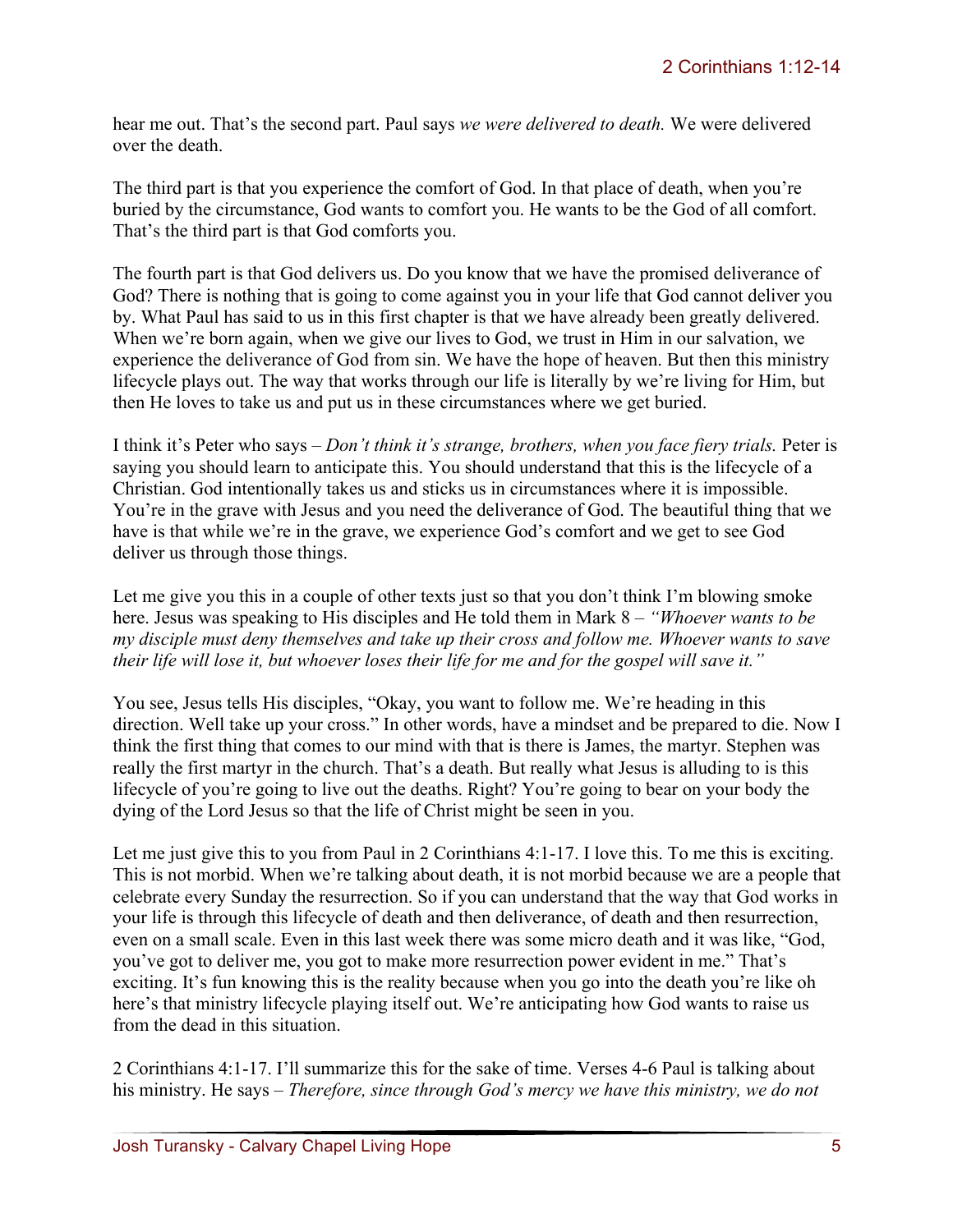hear me out. That's the second part. Paul says *we were delivered to death.* We were delivered over the death.

The third part is that you experience the comfort of God. In that place of death, when you're buried by the circumstance, God wants to comfort you. He wants to be the God of all comfort. That's the third part is that God comforts you.

The fourth part is that God delivers us. Do you know that we have the promised deliverance of God? There is nothing that is going to come against you in your life that God cannot deliver you by. What Paul has said to us in this first chapter is that we have already been greatly delivered. When we're born again, when we give our lives to God, we trust in Him in our salvation, we experience the deliverance of God from sin. We have the hope of heaven. But then this ministry lifecycle plays out. The way that works through our life is literally by we're living for Him, but then He loves to take us and put us in these circumstances where we get buried.

I think it's Peter who says – *Don't think it's strange, brothers, when you face fiery trials.* Peter is saying you should learn to anticipate this. You should understand that this is the lifecycle of a Christian. God intentionally takes us and sticks us in circumstances where it is impossible. You're in the grave with Jesus and you need the deliverance of God. The beautiful thing that we have is that while we're in the grave, we experience God's comfort and we get to see God deliver us through those things.

Let me give you this in a couple of other texts just so that you don't think I'm blowing smoke here. Jesus was speaking to His disciples and He told them in Mark 8 – *"Whoever wants to be my disciple must deny themselves and take up their cross and follow me. Whoever wants to save their life will lose it, but whoever loses their life for me and for the gospel will save it."*

You see, Jesus tells His disciples, "Okay, you want to follow me. We're heading in this direction. Well take up your cross." In other words, have a mindset and be prepared to die. Now I think the first thing that comes to our mind with that is there is James, the martyr. Stephen was really the first martyr in the church. That's a death. But really what Jesus is alluding to is this lifecycle of you're going to live out the deaths. Right? You're going to bear on your body the dying of the Lord Jesus so that the life of Christ might be seen in you.

Let me just give this to you from Paul in 2 Corinthians 4:1-17. I love this. To me this is exciting. This is not morbid. When we're talking about death, it is not morbid because we are a people that celebrate every Sunday the resurrection. So if you can understand that the way that God works in your life is through this lifecycle of death and then deliverance, of death and then resurrection, even on a small scale. Even in this last week there was some micro death and it was like, "God, you've got to deliver me, you got to make more resurrection power evident in me." That's exciting. It's fun knowing this is the reality because when you go into the death you're like oh here's that ministry lifecycle playing itself out. We're anticipating how God wants to raise us from the dead in this situation.

2 Corinthians 4:1-17. I'll summarize this for the sake of time. Verses 4-6 Paul is talking about his ministry. He says – *Therefore, since through God's mercy we have this ministry, we do not*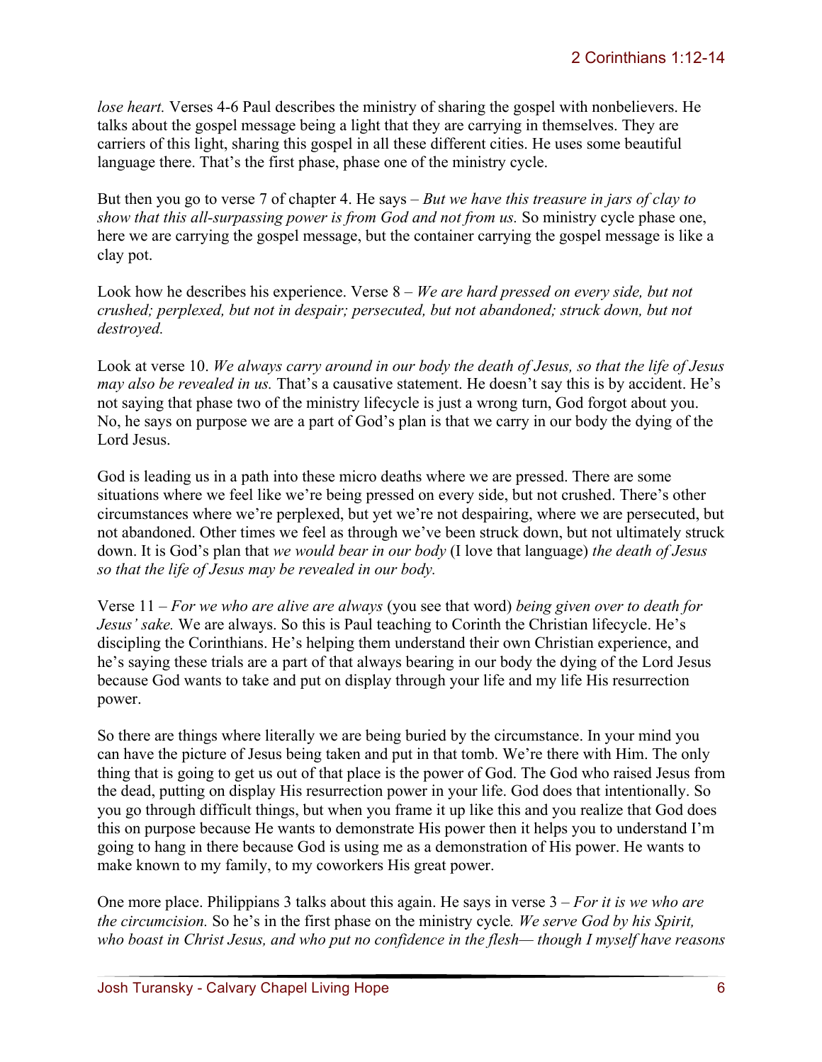*lose heart.* Verses 4-6 Paul describes the ministry of sharing the gospel with nonbelievers. He talks about the gospel message being a light that they are carrying in themselves. They are carriers of this light, sharing this gospel in all these different cities. He uses some beautiful language there. That's the first phase, phase one of the ministry cycle.

But then you go to verse 7 of chapter 4. He says – *But we have this treasure in jars of clay to show that this all-surpassing power is from God and not from us.* So ministry cycle phase one, here we are carrying the gospel message, but the container carrying the gospel message is like a clay pot.

Look how he describes his experience. Verse 8 – *We are hard pressed on every side, but not crushed; perplexed, but not in despair; persecuted, but not abandoned; struck down, but not destroyed.*

Look at verse 10. *We always carry around in our body the death of Jesus, so that the life of Jesus may also be revealed in us.* That's a causative statement. He doesn't say this is by accident. He's not saying that phase two of the ministry lifecycle is just a wrong turn, God forgot about you. No, he says on purpose we are a part of God's plan is that we carry in our body the dying of the Lord Jesus.

God is leading us in a path into these micro deaths where we are pressed. There are some situations where we feel like we're being pressed on every side, but not crushed. There's other circumstances where we're perplexed, but yet we're not despairing, where we are persecuted, but not abandoned. Other times we feel as through we've been struck down, but not ultimately struck down. It is God's plan that *we would bear in our body* (I love that language) *the death of Jesus so that the life of Jesus may be revealed in our body.*

Verse 11 – *For we who are alive are always* (you see that word) *being given over to death for Jesus' sake.* We are always. So this is Paul teaching to Corinth the Christian lifecycle. He's discipling the Corinthians. He's helping them understand their own Christian experience, and he's saying these trials are a part of that always bearing in our body the dying of the Lord Jesus because God wants to take and put on display through your life and my life His resurrection power.

So there are things where literally we are being buried by the circumstance. In your mind you can have the picture of Jesus being taken and put in that tomb. We're there with Him. The only thing that is going to get us out of that place is the power of God. The God who raised Jesus from the dead, putting on display His resurrection power in your life. God does that intentionally. So you go through difficult things, but when you frame it up like this and you realize that God does this on purpose because He wants to demonstrate His power then it helps you to understand I'm going to hang in there because God is using me as a demonstration of His power. He wants to make known to my family, to my coworkers His great power.

One more place. Philippians 3 talks about this again. He says in verse 3 – *For it is we who are the circumcision.* So he's in the first phase on the ministry cycle*. We serve God by his Spirit, who boast in Christ Jesus, and who put no confidence in the flesh— though I myself have reasons*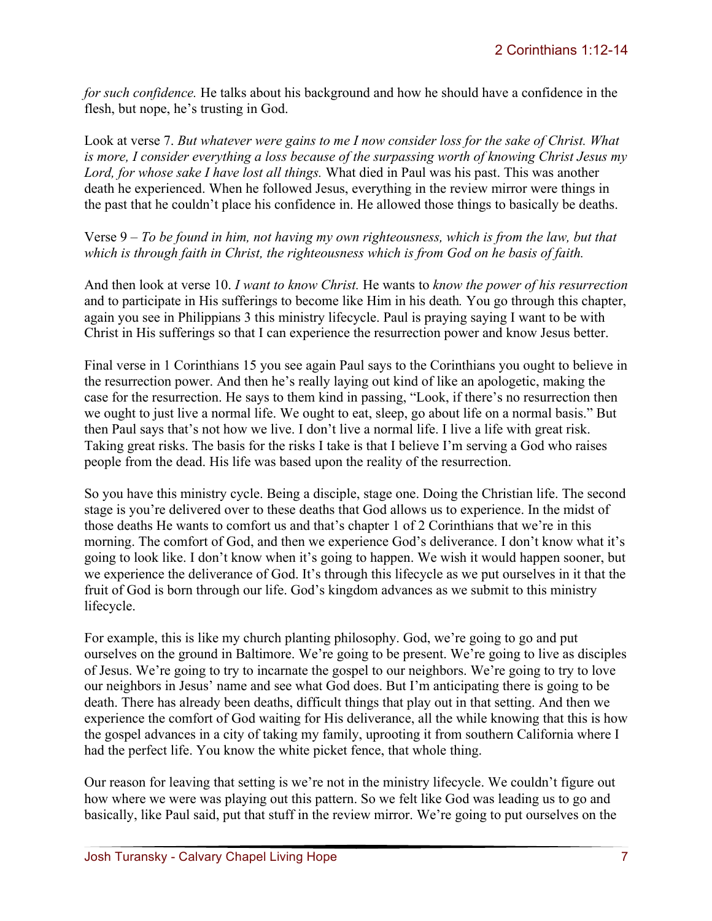*for such confidence.* He talks about his background and how he should have a confidence in the flesh, but nope, he's trusting in God.

Look at verse 7. *But whatever were gains to me I now consider loss for the sake of Christ. What is more, I consider everything a loss because of the surpassing worth of knowing Christ Jesus my Lord, for whose sake I have lost all things.* What died in Paul was his past. This was another death he experienced. When he followed Jesus, everything in the review mirror were things in the past that he couldn't place his confidence in. He allowed those things to basically be deaths.

Verse 9 – *To be found in him, not having my own righteousness, which is from the law, but that which is through faith in Christ, the righteousness which is from God on he basis of faith.*

And then look at verse 10. *I want to know Christ.* He wants to *know the power of his resurrection* and to participate in His sufferings to become like Him in his death*.* You go through this chapter, again you see in Philippians 3 this ministry lifecycle. Paul is praying saying I want to be with Christ in His sufferings so that I can experience the resurrection power and know Jesus better.

Final verse in 1 Corinthians 15 you see again Paul says to the Corinthians you ought to believe in the resurrection power. And then he's really laying out kind of like an apologetic, making the case for the resurrection. He says to them kind in passing, "Look, if there's no resurrection then we ought to just live a normal life. We ought to eat, sleep, go about life on a normal basis." But then Paul says that's not how we live. I don't live a normal life. I live a life with great risk. Taking great risks. The basis for the risks I take is that I believe I'm serving a God who raises people from the dead. His life was based upon the reality of the resurrection.

So you have this ministry cycle. Being a disciple, stage one. Doing the Christian life. The second stage is you're delivered over to these deaths that God allows us to experience. In the midst of those deaths He wants to comfort us and that's chapter 1 of 2 Corinthians that we're in this morning. The comfort of God, and then we experience God's deliverance. I don't know what it's going to look like. I don't know when it's going to happen. We wish it would happen sooner, but we experience the deliverance of God. It's through this lifecycle as we put ourselves in it that the fruit of God is born through our life. God's kingdom advances as we submit to this ministry lifecycle.

For example, this is like my church planting philosophy. God, we're going to go and put ourselves on the ground in Baltimore. We're going to be present. We're going to live as disciples of Jesus. We're going to try to incarnate the gospel to our neighbors. We're going to try to love our neighbors in Jesus' name and see what God does. But I'm anticipating there is going to be death. There has already been deaths, difficult things that play out in that setting. And then we experience the comfort of God waiting for His deliverance, all the while knowing that this is how the gospel advances in a city of taking my family, uprooting it from southern California where I had the perfect life. You know the white picket fence, that whole thing.

Our reason for leaving that setting is we're not in the ministry lifecycle. We couldn't figure out how where we were was playing out this pattern. So we felt like God was leading us to go and basically, like Paul said, put that stuff in the review mirror. We're going to put ourselves on the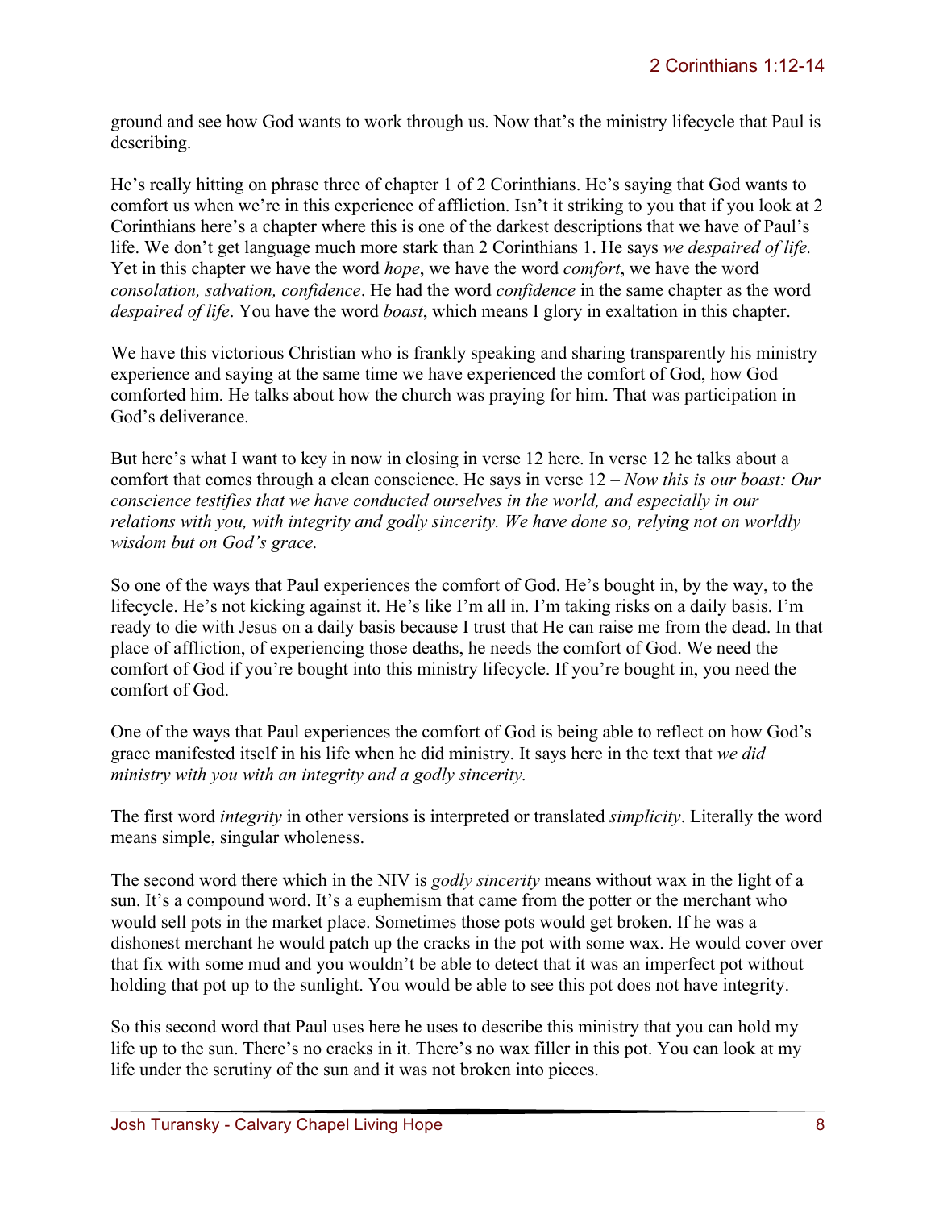ground and see how God wants to work through us. Now that's the ministry lifecycle that Paul is describing.

He's really hitting on phrase three of chapter 1 of 2 Corinthians. He's saying that God wants to comfort us when we're in this experience of affliction. Isn't it striking to you that if you look at 2 Corinthians here's a chapter where this is one of the darkest descriptions that we have of Paul's life. We don't get language much more stark than 2 Corinthians 1. He says *we despaired of life.* Yet in this chapter we have the word *hope*, we have the word *comfort*, we have the word *consolation, salvation, confidence*. He had the word *confidence* in the same chapter as the word *despaired of life*. You have the word *boast*, which means I glory in exaltation in this chapter.

We have this victorious Christian who is frankly speaking and sharing transparently his ministry experience and saying at the same time we have experienced the comfort of God, how God comforted him. He talks about how the church was praying for him. That was participation in God's deliverance.

But here's what I want to key in now in closing in verse 12 here. In verse 12 he talks about a comfort that comes through a clean conscience. He says in verse 12 – *Now this is our boast: Our conscience testifies that we have conducted ourselves in the world, and especially in our relations with you, with integrity and godly sincerity. We have done so, relying not on worldly wisdom but on God's grace.*

So one of the ways that Paul experiences the comfort of God. He's bought in, by the way, to the lifecycle. He's not kicking against it. He's like I'm all in. I'm taking risks on a daily basis. I'm ready to die with Jesus on a daily basis because I trust that He can raise me from the dead. In that place of affliction, of experiencing those deaths, he needs the comfort of God. We need the comfort of God if you're bought into this ministry lifecycle. If you're bought in, you need the comfort of God.

One of the ways that Paul experiences the comfort of God is being able to reflect on how God's grace manifested itself in his life when he did ministry. It says here in the text that *we did ministry with you with an integrity and a godly sincerity.*

The first word *integrity* in other versions is interpreted or translated *simplicity*. Literally the word means simple, singular wholeness.

The second word there which in the NIV is *godly sincerity* means without wax in the light of a sun. It's a compound word. It's a euphemism that came from the potter or the merchant who would sell pots in the market place. Sometimes those pots would get broken. If he was a dishonest merchant he would patch up the cracks in the pot with some wax. He would cover over that fix with some mud and you wouldn't be able to detect that it was an imperfect pot without holding that pot up to the sunlight. You would be able to see this pot does not have integrity.

So this second word that Paul uses here he uses to describe this ministry that you can hold my life up to the sun. There's no cracks in it. There's no wax filler in this pot. You can look at my life under the scrutiny of the sun and it was not broken into pieces.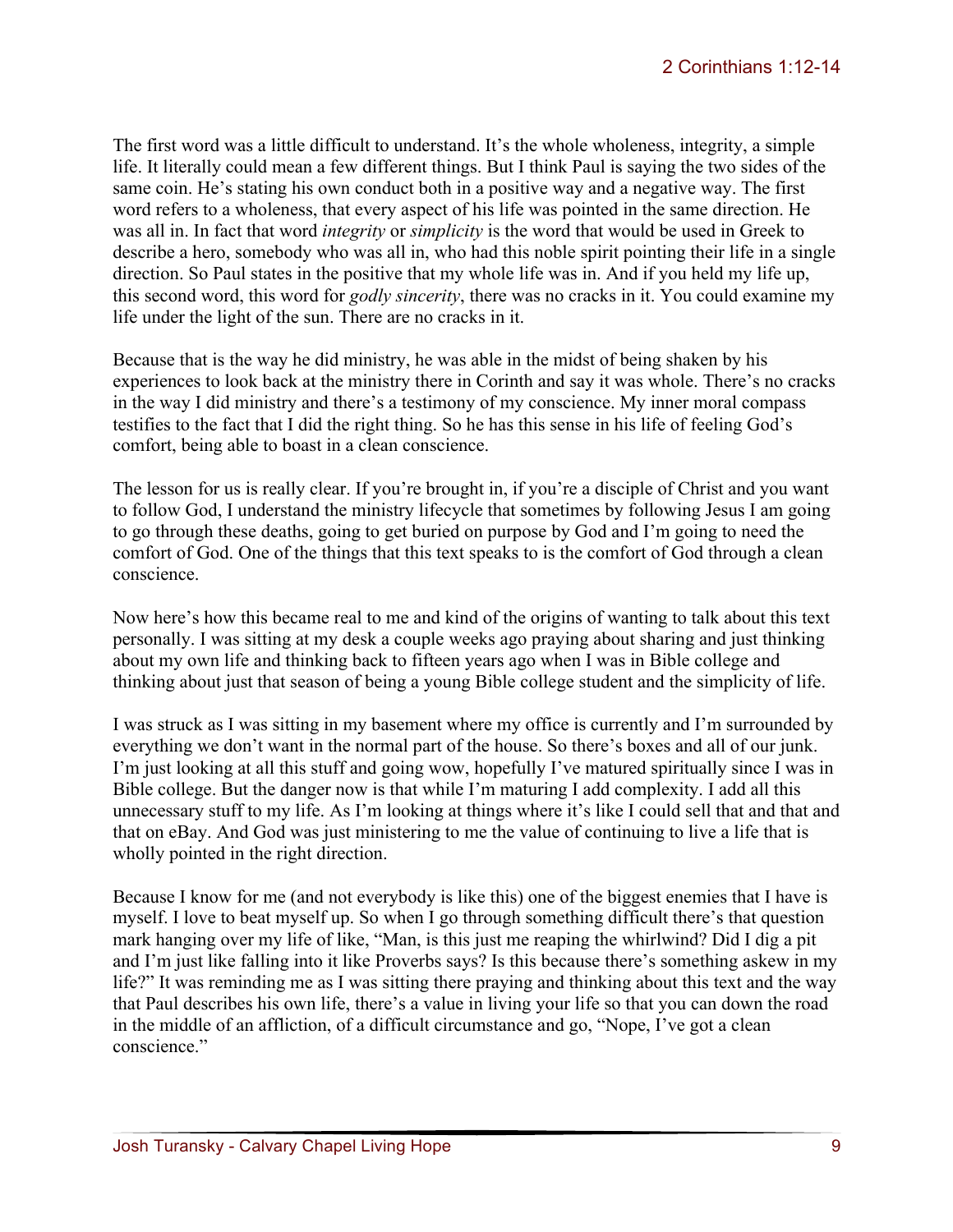The first word was a little difficult to understand. It's the whole wholeness, integrity, a simple life. It literally could mean a few different things. But I think Paul is saying the two sides of the same coin. He's stating his own conduct both in a positive way and a negative way. The first word refers to a wholeness, that every aspect of his life was pointed in the same direction. He was all in. In fact that word *integrity* or *simplicity* is the word that would be used in Greek to describe a hero, somebody who was all in, who had this noble spirit pointing their life in a single direction. So Paul states in the positive that my whole life was in. And if you held my life up, this second word, this word for *godly sincerity*, there was no cracks in it. You could examine my life under the light of the sun. There are no cracks in it.

Because that is the way he did ministry, he was able in the midst of being shaken by his experiences to look back at the ministry there in Corinth and say it was whole. There's no cracks in the way I did ministry and there's a testimony of my conscience. My inner moral compass testifies to the fact that I did the right thing. So he has this sense in his life of feeling God's comfort, being able to boast in a clean conscience.

The lesson for us is really clear. If you're brought in, if you're a disciple of Christ and you want to follow God, I understand the ministry lifecycle that sometimes by following Jesus I am going to go through these deaths, going to get buried on purpose by God and I'm going to need the comfort of God. One of the things that this text speaks to is the comfort of God through a clean conscience.

Now here's how this became real to me and kind of the origins of wanting to talk about this text personally. I was sitting at my desk a couple weeks ago praying about sharing and just thinking about my own life and thinking back to fifteen years ago when I was in Bible college and thinking about just that season of being a young Bible college student and the simplicity of life.

I was struck as I was sitting in my basement where my office is currently and I'm surrounded by everything we don't want in the normal part of the house. So there's boxes and all of our junk. I'm just looking at all this stuff and going wow, hopefully I've matured spiritually since I was in Bible college. But the danger now is that while I'm maturing I add complexity. I add all this unnecessary stuff to my life. As I'm looking at things where it's like I could sell that and that and that on eBay. And God was just ministering to me the value of continuing to live a life that is wholly pointed in the right direction.

Because I know for me (and not everybody is like this) one of the biggest enemies that I have is myself. I love to beat myself up. So when I go through something difficult there's that question mark hanging over my life of like, "Man, is this just me reaping the whirlwind? Did I dig a pit and I'm just like falling into it like Proverbs says? Is this because there's something askew in my life?" It was reminding me as I was sitting there praying and thinking about this text and the way that Paul describes his own life, there's a value in living your life so that you can down the road in the middle of an affliction, of a difficult circumstance and go, "Nope, I've got a clean conscience."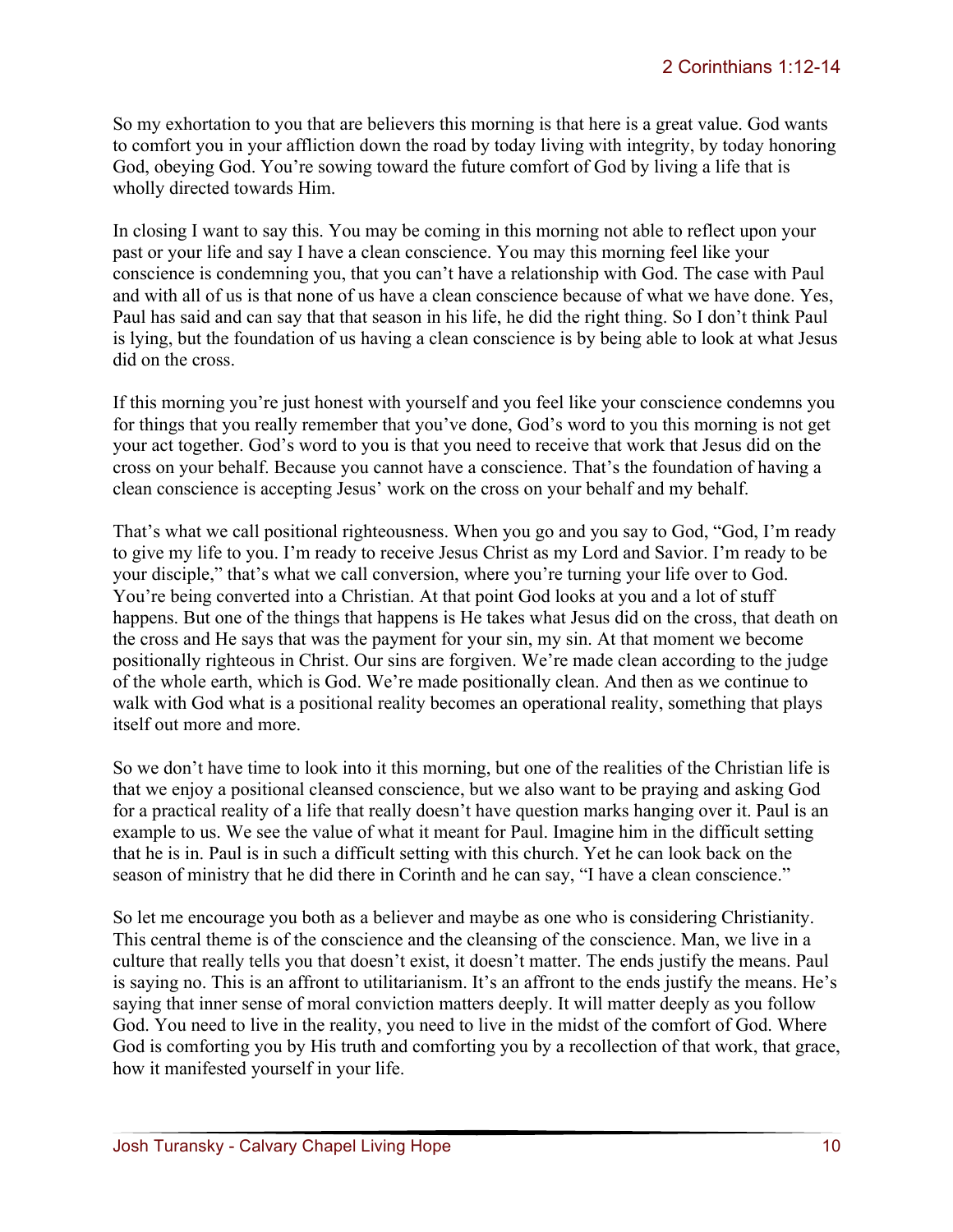So my exhortation to you that are believers this morning is that here is a great value. God wants to comfort you in your affliction down the road by today living with integrity, by today honoring God, obeying God. You're sowing toward the future comfort of God by living a life that is wholly directed towards Him.

In closing I want to say this. You may be coming in this morning not able to reflect upon your past or your life and say I have a clean conscience. You may this morning feel like your conscience is condemning you, that you can't have a relationship with God. The case with Paul and with all of us is that none of us have a clean conscience because of what we have done. Yes, Paul has said and can say that that season in his life, he did the right thing. So I don't think Paul is lying, but the foundation of us having a clean conscience is by being able to look at what Jesus did on the cross.

If this morning you're just honest with yourself and you feel like your conscience condemns you for things that you really remember that you've done, God's word to you this morning is not get your act together. God's word to you is that you need to receive that work that Jesus did on the cross on your behalf. Because you cannot have a conscience. That's the foundation of having a clean conscience is accepting Jesus' work on the cross on your behalf and my behalf.

That's what we call positional righteousness. When you go and you say to God, "God, I'm ready to give my life to you. I'm ready to receive Jesus Christ as my Lord and Savior. I'm ready to be your disciple," that's what we call conversion, where you're turning your life over to God. You're being converted into a Christian. At that point God looks at you and a lot of stuff happens. But one of the things that happens is He takes what Jesus did on the cross, that death on the cross and He says that was the payment for your sin, my sin. At that moment we become positionally righteous in Christ. Our sins are forgiven. We're made clean according to the judge of the whole earth, which is God. We're made positionally clean. And then as we continue to walk with God what is a positional reality becomes an operational reality, something that plays itself out more and more.

So we don't have time to look into it this morning, but one of the realities of the Christian life is that we enjoy a positional cleansed conscience, but we also want to be praying and asking God for a practical reality of a life that really doesn't have question marks hanging over it. Paul is an example to us. We see the value of what it meant for Paul. Imagine him in the difficult setting that he is in. Paul is in such a difficult setting with this church. Yet he can look back on the season of ministry that he did there in Corinth and he can say, "I have a clean conscience."

So let me encourage you both as a believer and maybe as one who is considering Christianity. This central theme is of the conscience and the cleansing of the conscience. Man, we live in a culture that really tells you that doesn't exist, it doesn't matter. The ends justify the means. Paul is saying no. This is an affront to utilitarianism. It's an affront to the ends justify the means. He's saying that inner sense of moral conviction matters deeply. It will matter deeply as you follow God. You need to live in the reality, you need to live in the midst of the comfort of God. Where God is comforting you by His truth and comforting you by a recollection of that work, that grace, how it manifested yourself in your life.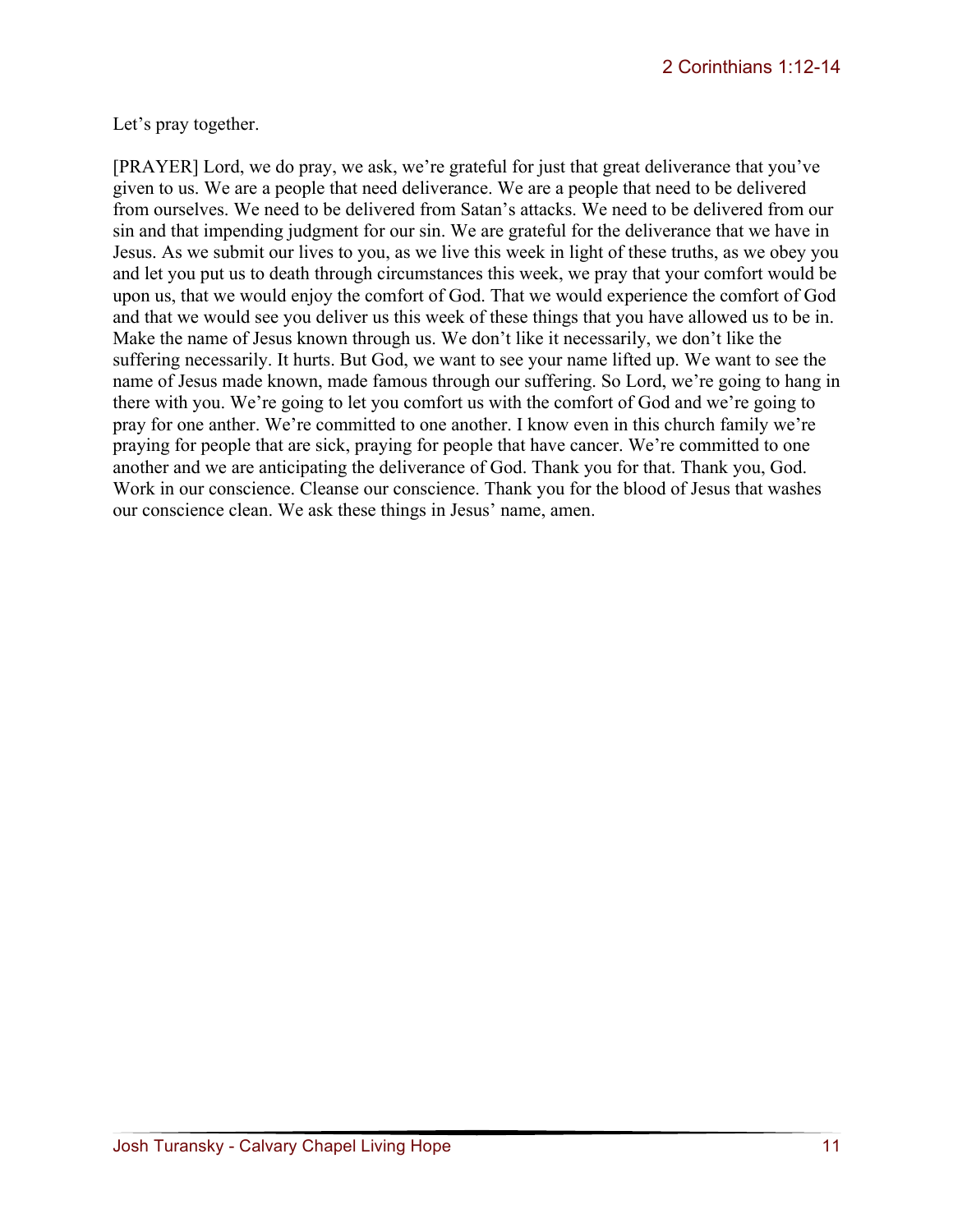Let's pray together.

[PRAYER] Lord, we do pray, we ask, we're grateful for just that great deliverance that you've given to us. We are a people that need deliverance. We are a people that need to be delivered from ourselves. We need to be delivered from Satan's attacks. We need to be delivered from our sin and that impending judgment for our sin. We are grateful for the deliverance that we have in Jesus. As we submit our lives to you, as we live this week in light of these truths, as we obey you and let you put us to death through circumstances this week, we pray that your comfort would be upon us, that we would enjoy the comfort of God. That we would experience the comfort of God and that we would see you deliver us this week of these things that you have allowed us to be in. Make the name of Jesus known through us. We don't like it necessarily, we don't like the suffering necessarily. It hurts. But God, we want to see your name lifted up. We want to see the name of Jesus made known, made famous through our suffering. So Lord, we're going to hang in there with you. We're going to let you comfort us with the comfort of God and we're going to pray for one anther. We're committed to one another. I know even in this church family we're praying for people that are sick, praying for people that have cancer. We're committed to one another and we are anticipating the deliverance of God. Thank you for that. Thank you, God. Work in our conscience. Cleanse our conscience. Thank you for the blood of Jesus that washes our conscience clean. We ask these things in Jesus' name, amen.